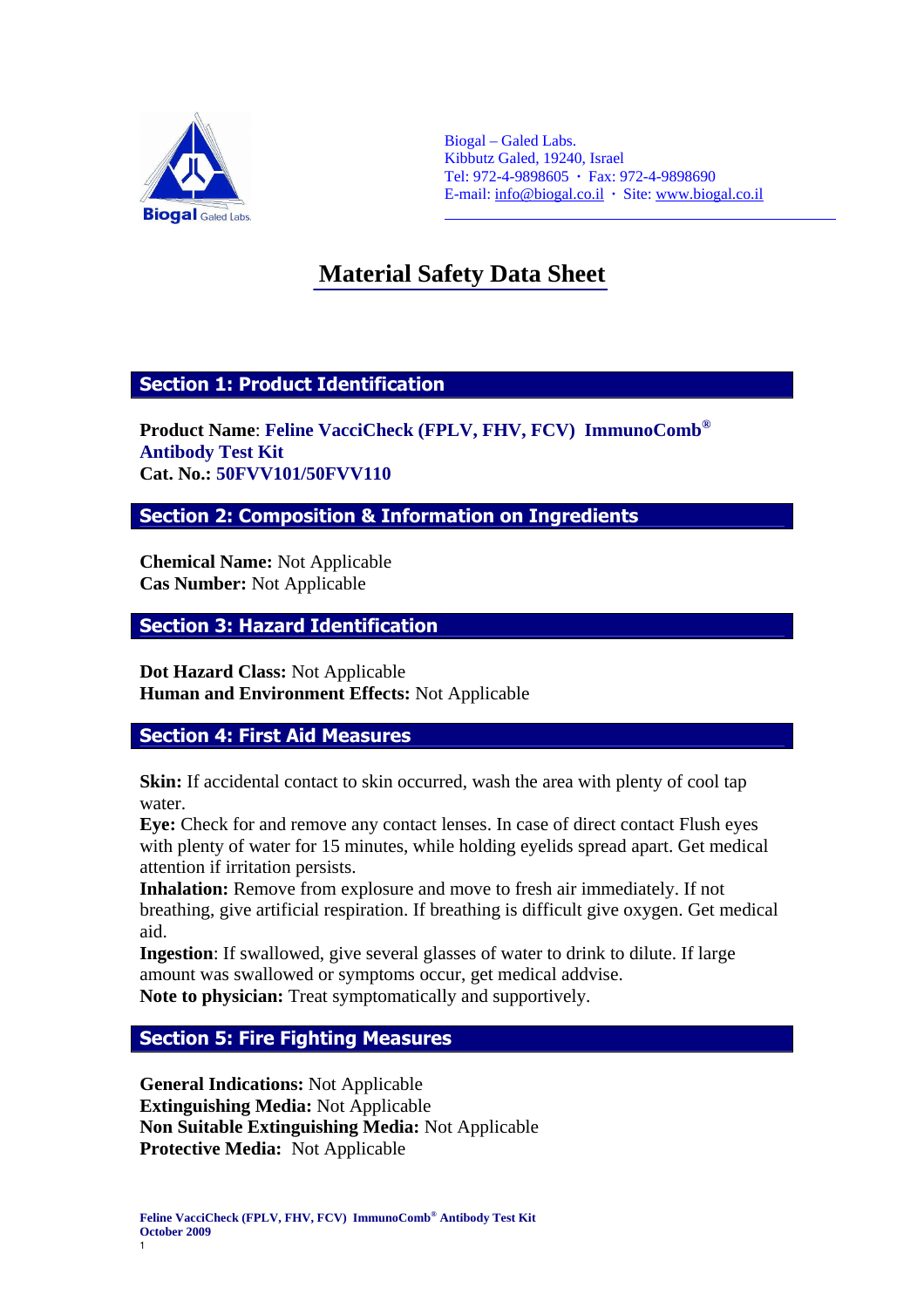Biogal – Galed Labs.
Kibbutz Galed, 19240, Israel
Tel: 972-4-9898605 · Fax: 972-4-9898690
E-mail: info@biogal.co.il · Site: www.biogal.co.il

# Material Safety Data Sheet

## Section 1: Product Identification

**Product Name**: **Feline VacciCheck (FPLV, FHV, FCV) ImmunoComb® Antibody Test Kit**
**Cat. No.: 50FVV101/50FVV110**

## Section 2: Composition & Information on Ingredients

**Chemical Name:** Not Applicable
**Cas Number:** Not Applicable

## Section 3: Hazard Identification

**Dot Hazard Class:** Not Applicable
**Human and Environment Effects:** Not Applicable

## Section 4: First Aid Measures

**Skin:** If accidental contact to skin occurred, wash the area with plenty of cool tap water.
**Eye:** Check for and remove any contact lenses. In case of direct contact Flush eyes with plenty of water for 15 minutes, while holding eyelids spread apart. Get medical attention if irritation persists.
**Inhalation:** Remove from explosure and move to fresh air immediately. If not breathing, give artificial respiration. If breathing is difficult give oxygen. Get medical aid.
**Ingestion**: If swallowed, give several glasses of water to drink to dilute. If large amount was swallowed or symptoms occur, get medical addvise.
**Note to physician:** Treat symptomatically and supportively.

## Section 5: Fire Fighting Measures

**General Indications:** Not Applicable
**Extinguishing Media:** Not Applicable
**Non Suitable Extinguishing Media:** Not Applicable
**Protective Media:** Not Applicable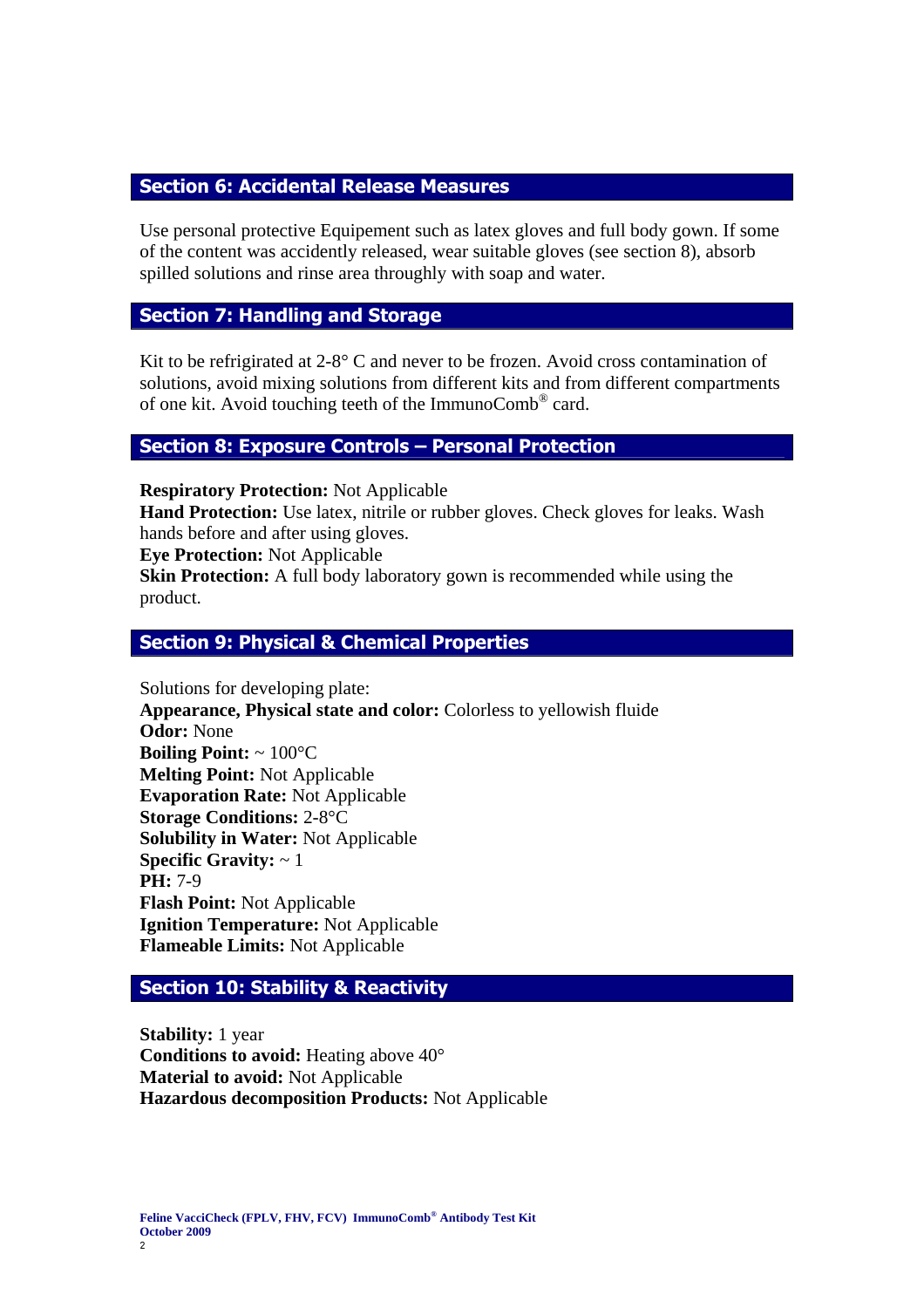## Section 6: Accidental Release Measures

Use personal protective Equipement such as latex gloves and full body gown. If some of the content was accidently released, wear suitable gloves (see section 8), absorb spilled solutions and rinse area throughly with soap and water.

## Section 7: Handling and Storage

Kit to be refrigirated at 2-8° C and never to be frozen. Avoid cross contamination of solutions, avoid mixing solutions from different kits and from different compartments of one kit. Avoid touching teeth of the ImmunoComb® card.

## Section 8: Exposure Controls – Personal Protection

**Respiratory Protection:** Not Applicable
**Hand Protection:** Use latex, nitrile or rubber gloves. Check gloves for leaks. Wash hands before and after using gloves.
**Eye Protection:** Not Applicable
**Skin Protection:** A full body laboratory gown is recommended while using the product.

## Section 9: Physical & Chemical Properties

Solutions for developing plate:
**Appearance, Physical state and color:** Colorless to yellowish fluide
**Odor:** None
**Boiling Point:** ~ 100°C
**Melting Point:** Not Applicable
**Evaporation Rate:** Not Applicable
**Storage Conditions:** 2-8°C
**Solubility in Water:** Not Applicable
**Specific Gravity:** ~ 1
**PH:** 7-9
**Flash Point:** Not Applicable
**Ignition Temperature:** Not Applicable
**Flameable Limits:** Not Applicable

## Section 10: Stability & Reactivity

**Stability:** 1 year
**Conditions to avoid:** Heating above 40°
**Material to avoid:** Not Applicable
**Hazardous decomposition Products:** Not Applicable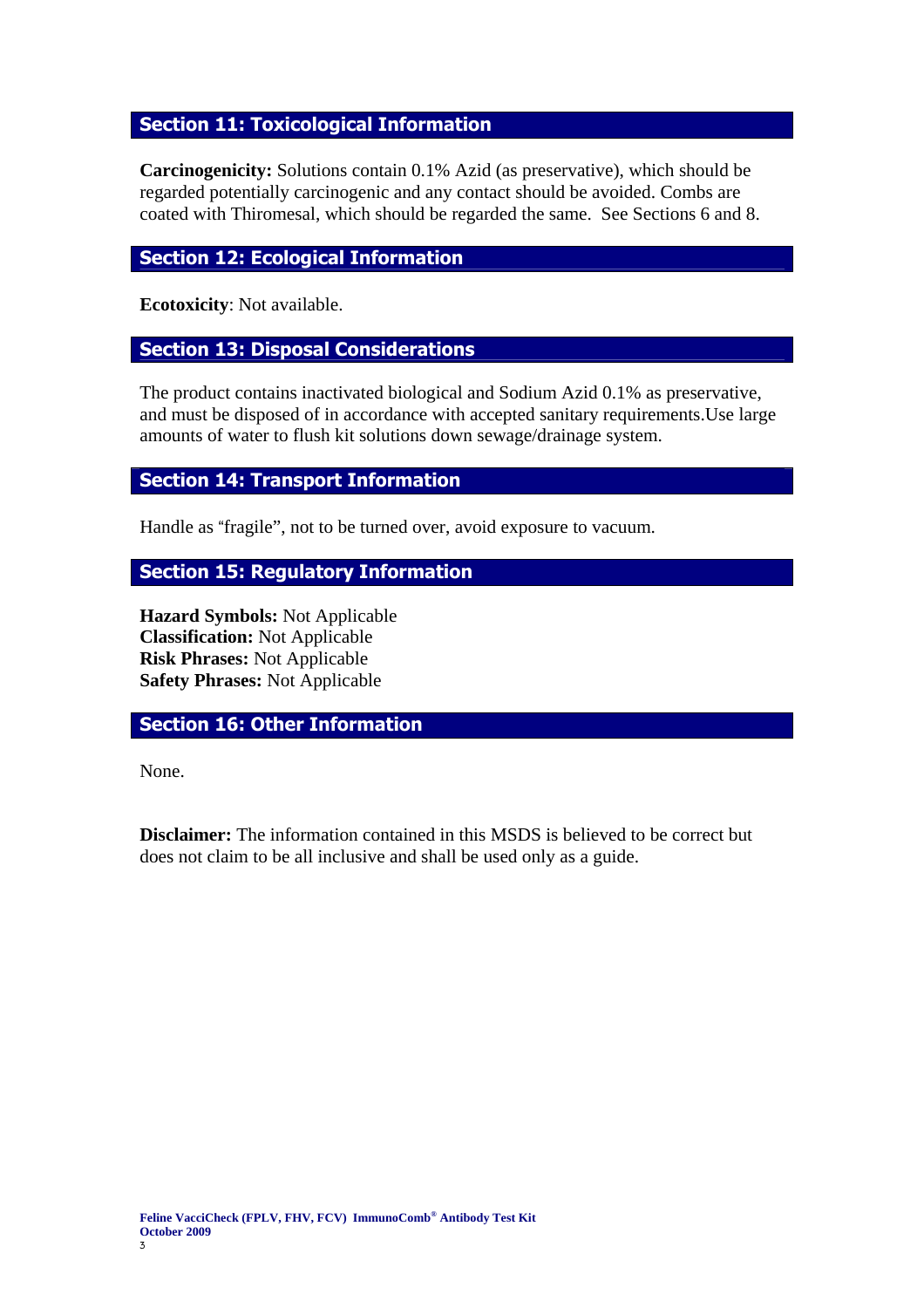## Section 11: Toxicological Information

**Carcinogenicity:** Solutions contain 0.1% Azid (as preservative), which should be regarded potentially carcinogenic and any contact should be avoided. Combs are coated with Thiromesal, which should be regarded the same. See Sections 6 and 8.

## Section 12: Ecological Information

**Ecotoxicity**: Not available.

## Section 13: Disposal Considerations

The product contains inactivated biological and Sodium Azid 0.1% as preservative, and must be disposed of in accordance with accepted sanitary requirements.Use large amounts of water to flush kit solutions down sewage/drainage system.

## Section 14: Transport Information

Handle as "fragile", not to be turned over, avoid exposure to vacuum.

## Section 15: Regulatory Information

**Hazard Symbols:** Not Applicable
**Classification:** Not Applicable
**Risk Phrases:** Not Applicable
**Safety Phrases:** Not Applicable

## Section 16: Other Information

None.

**Disclaimer:** The information contained in this MSDS is believed to be correct but does not claim to be all inclusive and shall be used only as a guide.